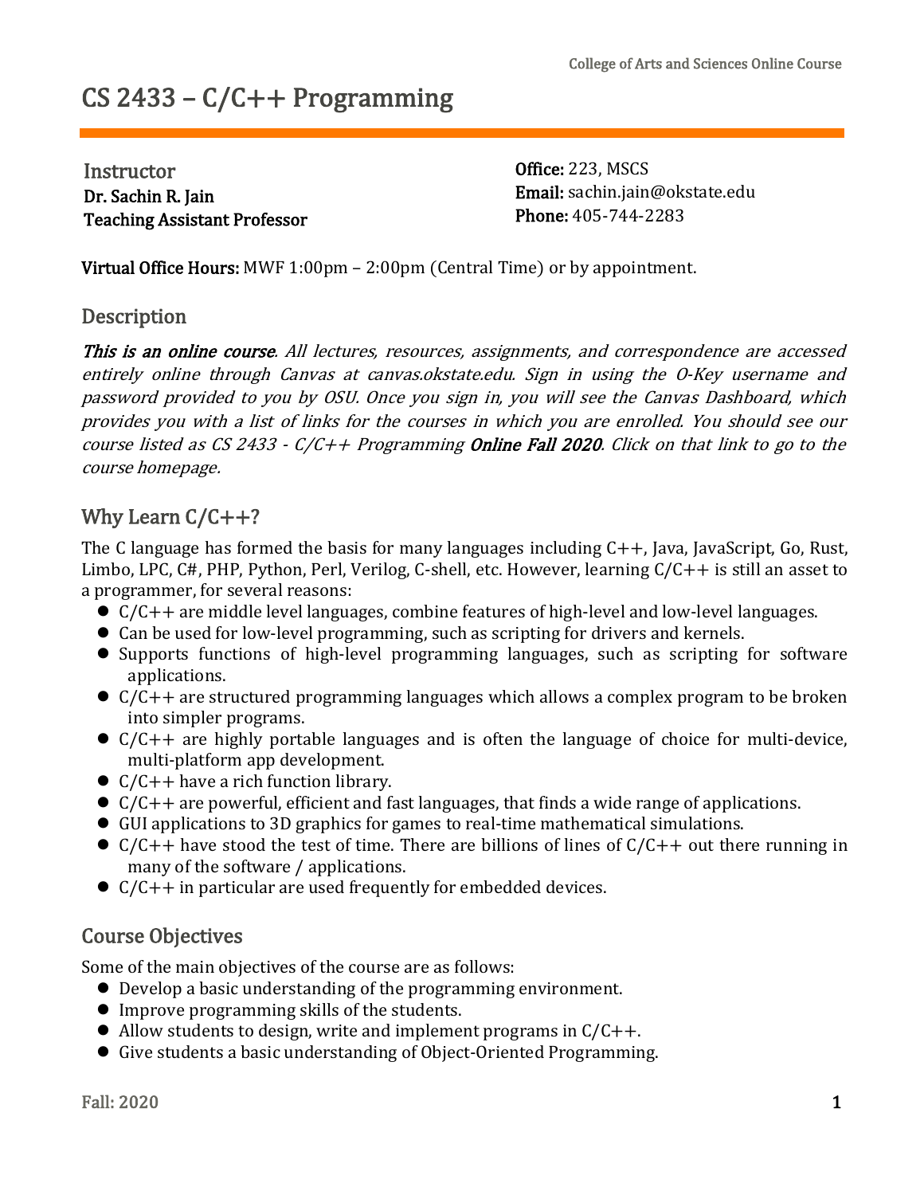College of Arts and Sciences Online Course

# CS 2433 – C/C++ Programming

**Instructor**
**Dr. Sachin R. Jain**
**Teaching Assistant Professor**

**Office:** 223, MSCS
**Email:** sachin.jain@okstate.edu
**Phone:** 405-744-2283

**Virtual Office Hours:** MWF 1:00pm – 2:00pm (Central Time) or by appointment.

## Description

***This is an online course****. All lectures, resources, assignments, and correspondence are accessed entirely online through Canvas at canvas.okstate.edu. Sign in using the O-Key username and password provided to you by OSU. Once you sign in, you will see the Canvas Dashboard, which provides you with a list of links for the courses in which you are enrolled. You should see our course listed as CS 2433 - C/C++ Programming* ***Online Fall 2020****. Click on that link to go to the course homepage.*

## Why Learn C/C++?

The C language has formed the basis for many languages including C++, Java, JavaScript, Go, Rust, Limbo, LPC, C#, PHP, Python, Perl, Verilog, C-shell, etc. However, learning C/C++ is still an asset to a programmer, for several reasons:

- C/C++ are middle level languages, combine features of high-level and low-level languages.
- Can be used for low-level programming, such as scripting for drivers and kernels.
- Supports functions of high-level programming languages, such as scripting for software applications.
- C/C++ are structured programming languages which allows a complex program to be broken into simpler programs.
- C/C++ are highly portable languages and is often the language of choice for multi-device, multi-platform app development.
- C/C++ have a rich function library.
- C/C++ are powerful, efficient and fast languages, that finds a wide range of applications.
- GUI applications to 3D graphics for games to real-time mathematical simulations.
- C/C++ have stood the test of time. There are billions of lines of C/C++ out there running in many of the software / applications.
- C/C++ in particular are used frequently for embedded devices.

## Course Objectives

Some of the main objectives of the course are as follows:

- Develop a basic understanding of the programming environment.
- Improve programming skills of the students.
- Allow students to design, write and implement programs in C/C++.
- Give students a basic understanding of Object-Oriented Programming.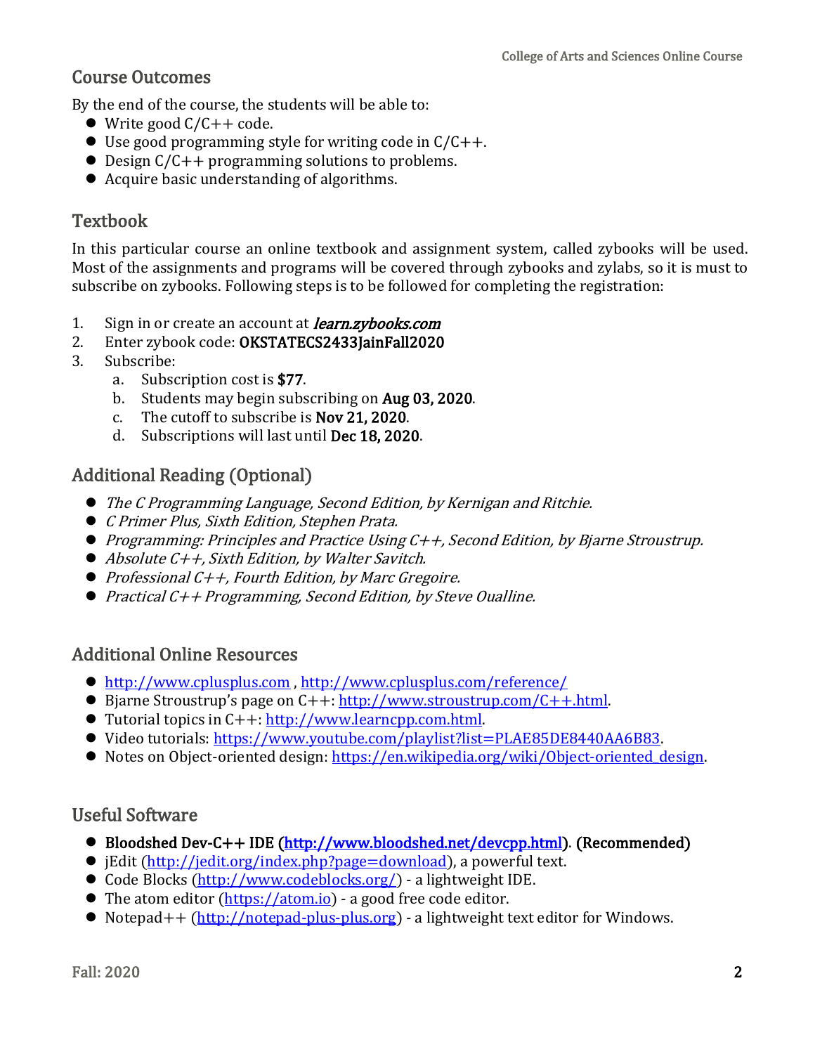## Course Outcomes

By the end of the course, the students will be able to:

- Write good C/C++ code.
- Use good programming style for writing code in C/C++.
- Design C/C++ programming solutions to problems.
- Acquire basic understanding of algorithms.

## Textbook

In this particular course an online textbook and assignment system, called zybooks will be used. Most of the assignments and programs will be covered through zybooks and zylabs, so it is must to subscribe on zybooks. Following steps is to be followed for completing the registration:

1. Sign in or create an account at *learn.zybooks.com*
2. Enter zybook code: **OKSTATECS2433JainFall2020**
3. Subscribe:
   a. Subscription cost is **$77**.
   b. Students may begin subscribing on **Aug 03, 2020**.
   c. The cutoff to subscribe is **Nov 21, 2020**.
   d. Subscriptions will last until **Dec 18, 2020**.

## Additional Reading (Optional)

- *The C Programming Language, Second Edition, by Kernigan and Ritchie.*
- *C Primer Plus, Sixth Edition, Stephen Prata.*
- *Programming: Principles and Practice Using C++, Second Edition, by Bjarne Stroustrup.*
- *Absolute C++, Sixth Edition, by Walter Savitch.*
- *Professional C++, Fourth Edition, by Marc Gregoire.*
- *Practical C++ Programming, Second Edition, by Steve Oualline.*

## Additional Online Resources

- http://www.cplusplus.com , http://www.cplusplus.com/reference/
- Bjarne Stroustrup's page on C++: http://www.stroustrup.com/C++.html.
- Tutorial topics in C++: http://www.learncpp.com.html.
- Video tutorials: https://www.youtube.com/playlist?list=PLAE85DE8440AA6B83.
- Notes on Object-oriented design: https://en.wikipedia.org/wiki/Object-oriented_design.

## Useful Software

- **Bloodshed Dev-C++ IDE (http://www.bloodshed.net/devcpp.html). (Recommended)**
- jEdit (http://jedit.org/index.php?page=download), a powerful text.
- Code Blocks (http://www.codeblocks.org/) - a lightweight IDE.
- The atom editor (https://atom.io) - a good free code editor.
- Notepad++ (http://notepad-plus-plus.org) - a lightweight text editor for Windows.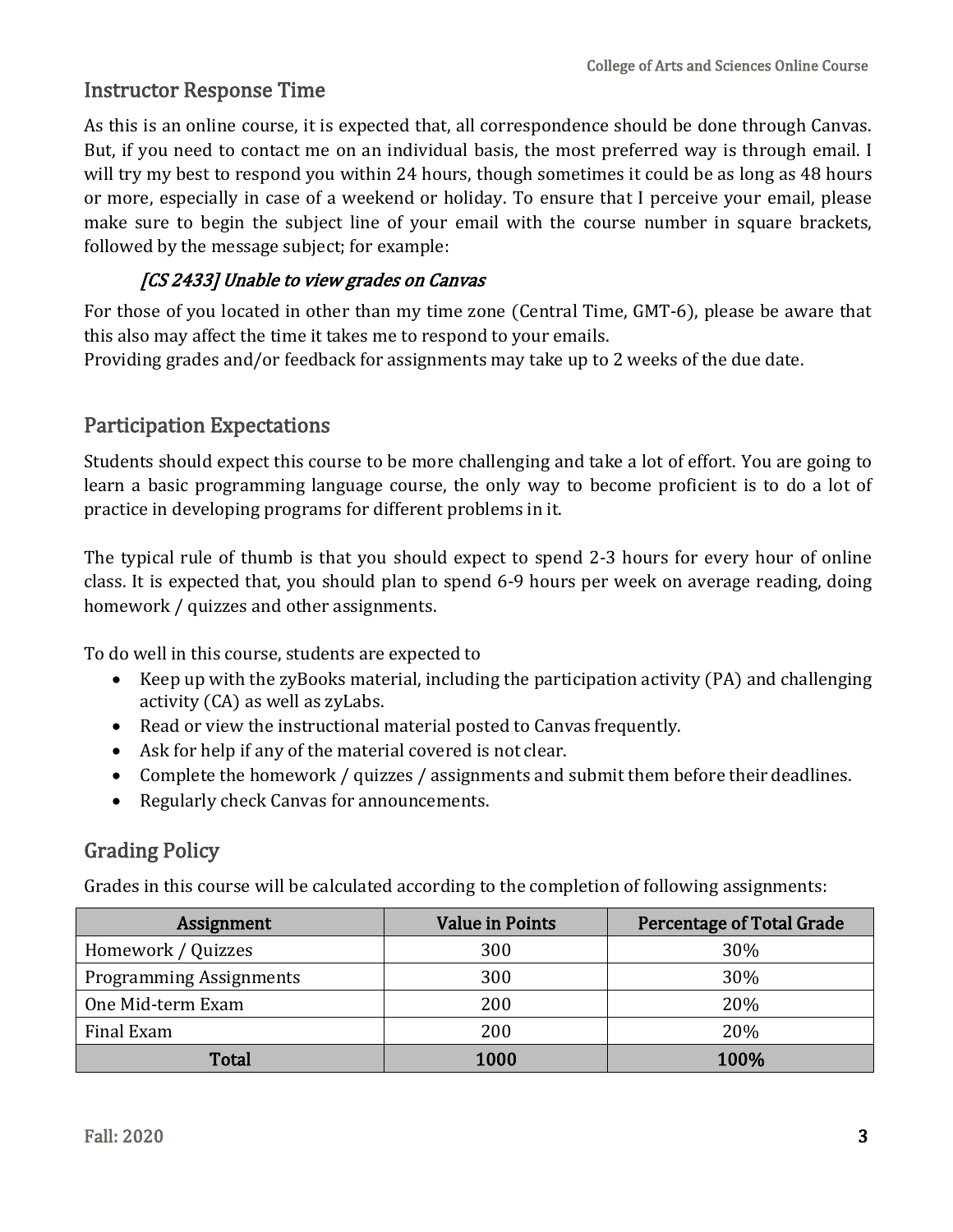## Instructor Response Time

As this is an online course, it is expected that, all correspondence should be done through Canvas. But, if you need to contact me on an individual basis, the most preferred way is through email. I will try my best to respond you within 24 hours, though sometimes it could be as long as 48 hours or more, especially in case of a weekend or holiday. To ensure that I perceive your email, please make sure to begin the subject line of your email with the course number in square brackets, followed by the message subject; for example:

*[CS 2433] Unable to view grades on Canvas*

For those of you located in other than my time zone (Central Time, GMT-6), please be aware that this also may affect the time it takes me to respond to your emails.
Providing grades and/or feedback for assignments may take up to 2 weeks of the due date.

## Participation Expectations

Students should expect this course to be more challenging and take a lot of effort. You are going to learn a basic programming language course, the only way to become proficient is to do a lot of practice in developing programs for different problems in it.

The typical rule of thumb is that you should expect to spend 2-3 hours for every hour of online class. It is expected that, you should plan to spend 6-9 hours per week on average reading, doing homework / quizzes and other assignments.

To do well in this course, students are expected to

- Keep up with the zyBooks material, including the participation activity (PA) and challenging activity (CA) as well as zyLabs.
- Read or view the instructional material posted to Canvas frequently.
- Ask for help if any of the material covered is not clear.
- Complete the homework / quizzes / assignments and submit them before their deadlines.
- Regularly check Canvas for announcements.

## Grading Policy

Grades in this course will be calculated according to the completion of following assignments:

| Assignment | Value in Points | Percentage of Total Grade |
|---|---|---|
| Homework / Quizzes | 300 | 30% |
| Programming Assignments | 300 | 30% |
| One Mid-term Exam | 200 | 20% |
| Final Exam | 200 | 20% |
| **Total** | **1000** | **100%** |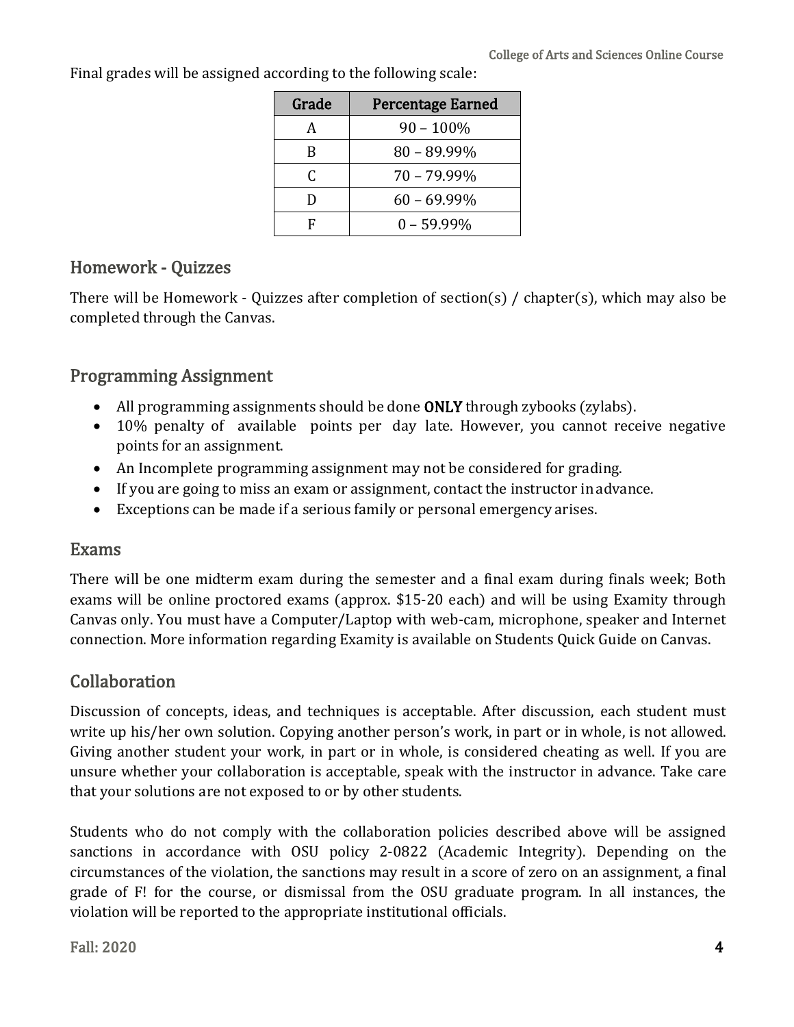Final grades will be assigned according to the following scale:

| Grade | Percentage Earned |
| --- | --- |
| A | 90 – 100% |
| B | 80 – 89.99% |
| C | 70 – 79.99% |
| D | 60 – 69.99% |
| F | 0 – 59.99% |

## Homework - Quizzes

There will be Homework - Quizzes after completion of section(s) / chapter(s), which may also be completed through the Canvas.

## Programming Assignment

- All programming assignments should be done **ONLY** through zybooks (zylabs).
- 10% penalty of available points per day late. However, you cannot receive negative points for an assignment.
- An Incomplete programming assignment may not be considered for grading.
- If you are going to miss an exam or assignment, contact the instructor in advance.
- Exceptions can be made if a serious family or personal emergency arises.

## Exams

There will be one midterm exam during the semester and a final exam during finals week; Both exams will be online proctored exams (approx. $15-20 each) and will be using Examity through Canvas only. You must have a Computer/Laptop with web-cam, microphone, speaker and Internet connection. More information regarding Examity is available on Students Quick Guide on Canvas.

## Collaboration

Discussion of concepts, ideas, and techniques is acceptable. After discussion, each student must write up his/her own solution. Copying another person's work, in part or in whole, is not allowed. Giving another student your work, in part or in whole, is considered cheating as well. If you are unsure whether your collaboration is acceptable, speak with the instructor in advance. Take care that your solutions are not exposed to or by other students.

Students who do not comply with the collaboration policies described above will be assigned sanctions in accordance with OSU policy 2-0822 (Academic Integrity). Depending on the circumstances of the violation, the sanctions may result in a score of zero on an assignment, a final grade of F! for the course, or dismissal from the OSU graduate program. In all instances, the violation will be reported to the appropriate institutional officials.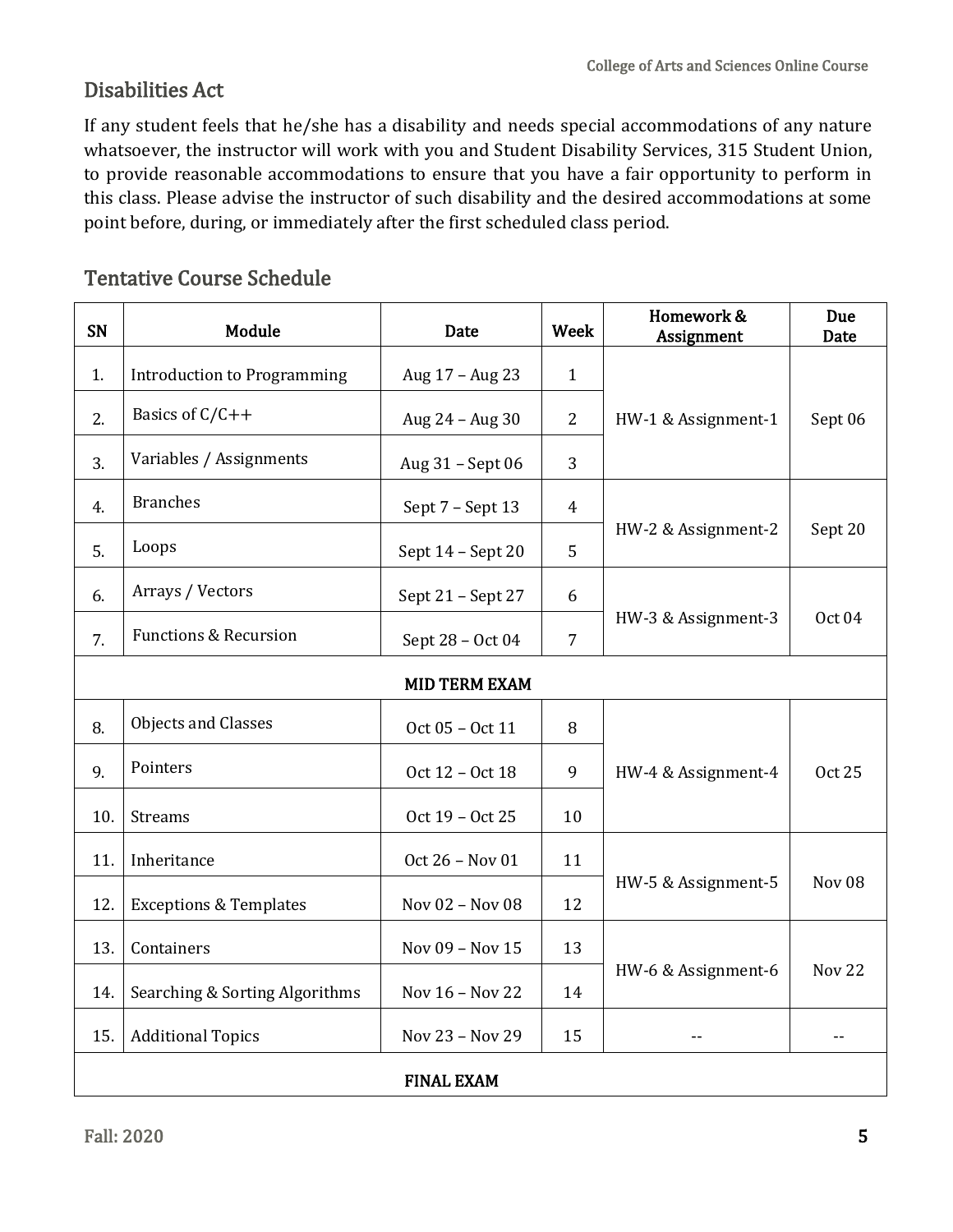## Disabilities Act

If any student feels that he/she has a disability and needs special accommodations of any nature whatsoever, the instructor will work with you and Student Disability Services, 315 Student Union, to provide reasonable accommodations to ensure that you have a fair opportunity to perform in this class. Please advise the instructor of such disability and the desired accommodations at some point before, during, or immediately after the first scheduled class period.

## Tentative Course Schedule

| SN | Module | Date | Week | Homework & Assignment | Due Date |
|---|---|---|---|---|---|
| 1. | Introduction to Programming | Aug 17 – Aug 23 | 1 | HW-1 & Assignment-1 | Sept 06 |
| 2. | Basics of C/C++ | Aug 24 – Aug 30 | 2 | | |
| 3. | Variables / Assignments | Aug 31 – Sept 06 | 3 | | |
| 4. | Branches | Sept 7 – Sept 13 | 4 | HW-2 & Assignment-2 | Sept 20 |
| 5. | Loops | Sept 14 – Sept 20 | 5 | | |
| 6. | Arrays / Vectors | Sept 21 – Sept 27 | 6 | HW-3 & Assignment-3 | Oct 04 |
| 7. | Functions & Recursion | Sept 28 – Oct 04 | 7 | | |
| | **MID TERM EXAM** | | | | |
| 8. | Objects and Classes | Oct 05 – Oct 11 | 8 | HW-4 & Assignment-4 | Oct 25 |
| 9. | Pointers | Oct 12 – Oct 18 | 9 | | |
| 10. | Streams | Oct 19 – Oct 25 | 10 | | |
| 11. | Inheritance | Oct 26 – Nov 01 | 11 | HW-5 & Assignment-5 | Nov 08 |
| 12. | Exceptions & Templates | Nov 02 – Nov 08 | 12 | | |
| 13. | Containers | Nov 09 – Nov 15 | 13 | HW-6 & Assignment-6 | Nov 22 |
| 14. | Searching & Sorting Algorithms | Nov 16 – Nov 22 | 14 | | |
| 15. | Additional Topics | Nov 23 – Nov 29 | 15 | -- | -- |
| | **FINAL EXAM** | | | | |